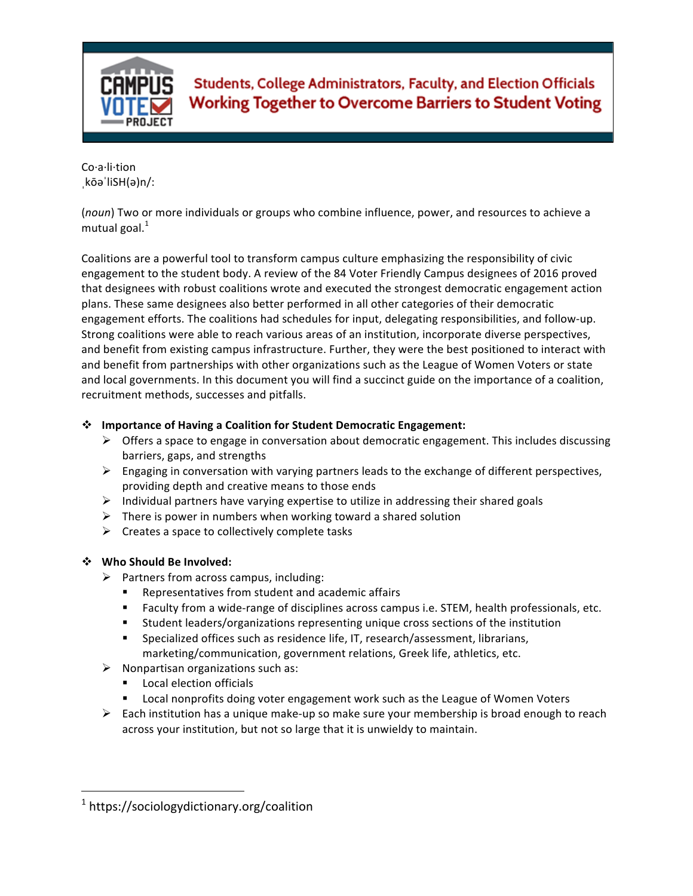# Students, College Administrators, Faculty, and Election Officials Working Together to Overcome Barriers to Student Voting

Co·a·li·tion
ˌkōəˈliSH(ə)n/:

(*noun*) Two or more individuals or groups who combine influence, power, and resources to achieve a mutual goal.[1]

Coalitions are a powerful tool to transform campus culture emphasizing the responsibility of civic engagement to the student body. A review of the 84 Voter Friendly Campus designees of 2016 proved that designees with robust coalitions wrote and executed the strongest democratic engagement action plans. These same designees also better performed in all other categories of their democratic engagement efforts. The coalitions had schedules for input, delegating responsibilities, and follow-up. Strong coalitions were able to reach various areas of an institution, incorporate diverse perspectives, and benefit from existing campus infrastructure. Further, they were the best positioned to interact with and benefit from partnerships with other organizations such as the League of Women Voters or state and local governments. In this document you will find a succinct guide on the importance of a coalition, recruitment methods, successes and pitfalls.

- **Importance of Having a Coalition for Student Democratic Engagement:**
  - Offers a space to engage in conversation about democratic engagement. This includes discussing barriers, gaps, and strengths
  - Engaging in conversation with varying partners leads to the exchange of different perspectives, providing depth and creative means to those ends
  - Individual partners have varying expertise to utilize in addressing their shared goals
  - There is power in numbers when working toward a shared solution
  - Creates a space to collectively complete tasks

- **Who Should Be Involved:**
  - Partners from across campus, including:
    - Representatives from student and academic affairs
    - Faculty from a wide-range of disciplines across campus i.e. STEM, health professionals, etc.
    - Student leaders/organizations representing unique cross sections of the institution
    - Specialized offices such as residence life, IT, research/assessment, librarians, marketing/communication, government relations, Greek life, athletics, etc.
  - Nonpartisan organizations such as:
    - Local election officials
    - Local nonprofits doing voter engagement work such as the League of Women Voters
  - Each institution has a unique make-up so make sure your membership is broad enough to reach across your institution, but not so large that it is unwieldy to maintain.

[1] https://sociologydictionary.org/coalition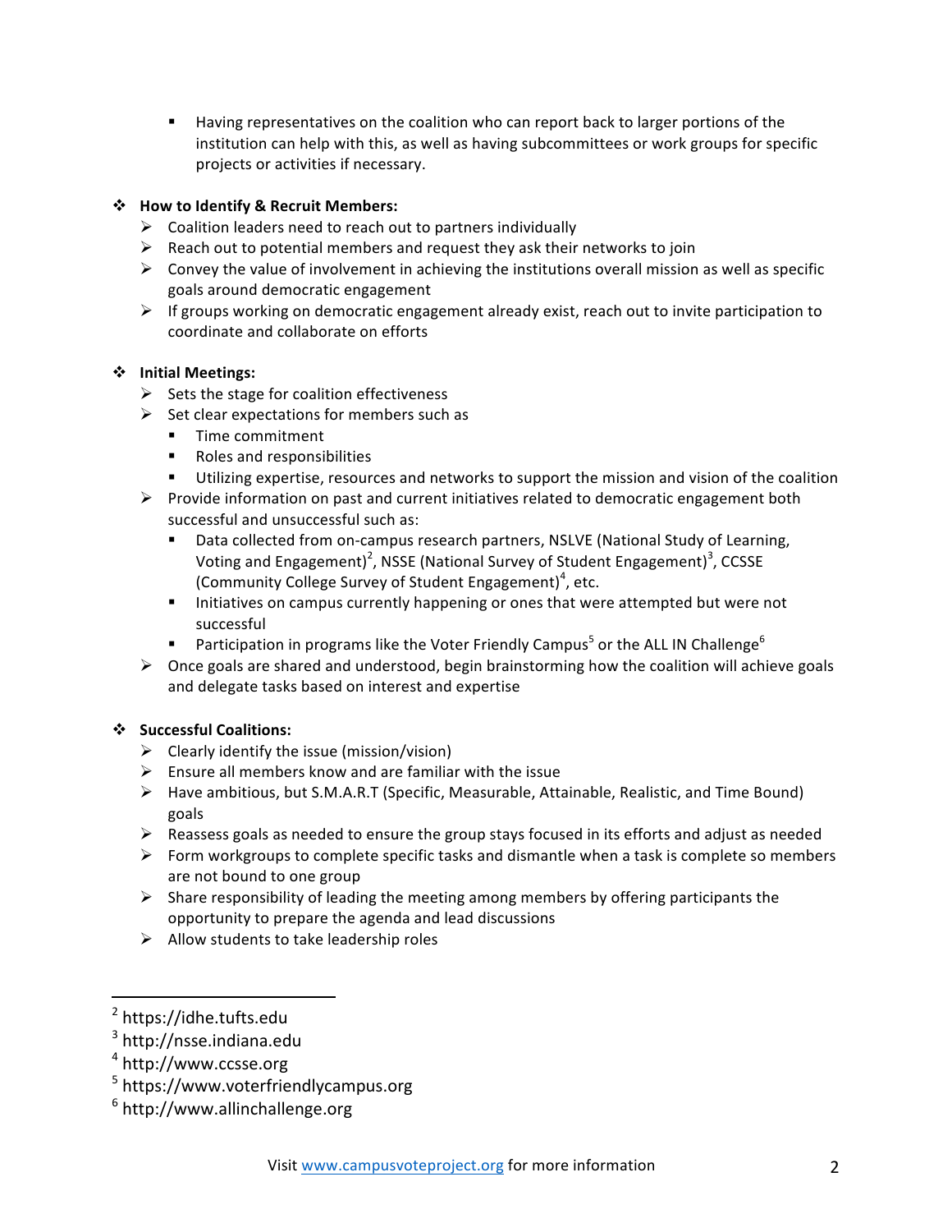- Having representatives on the coalition who can report back to larger portions of the institution can help with this, as well as having subcommittees or work groups for specific projects or activities if necessary.

- **How to Identify & Recruit Members:**
  - Coalition leaders need to reach out to partners individually
  - Reach out to potential members and request they ask their networks to join
  - Convey the value of involvement in achieving the institutions overall mission as well as specific goals around democratic engagement
  - If groups working on democratic engagement already exist, reach out to invite participation to coordinate and collaborate on efforts

- **Initial Meetings:**
  - Sets the stage for coalition effectiveness
  - Set clear expectations for members such as
    - Time commitment
    - Roles and responsibilities
    - Utilizing expertise, resources and networks to support the mission and vision of the coalition
  - Provide information on past and current initiatives related to democratic engagement both successful and unsuccessful such as:
    - Data collected from on-campus research partners, NSLVE (National Study of Learning, Voting and Engagement)[2], NSSE (National Survey of Student Engagement)[3], CCSSE (Community College Survey of Student Engagement)[4], etc.
    - Initiatives on campus currently happening or ones that were attempted but were not successful
    - Participation in programs like the Voter Friendly Campus[5] or the ALL IN Challenge[6]
  - Once goals are shared and understood, begin brainstorming how the coalition will achieve goals and delegate tasks based on interest and expertise

- **Successful Coalitions:**
  - Clearly identify the issue (mission/vision)
  - Ensure all members know and are familiar with the issue
  - Have ambitious, but S.M.A.R.T (Specific, Measurable, Attainable, Realistic, and Time Bound) goals
  - Reassess goals as needed to ensure the group stays focused in its efforts and adjust as needed
  - Form workgroups to complete specific tasks and dismantle when a task is complete so members are not bound to one group
  - Share responsibility of leading the meeting among members by offering participants the opportunity to prepare the agenda and lead discussions
  - Allow students to take leadership roles

---

[2] https://idhe.tufts.edu

[3] http://nsse.indiana.edu

[4] http://www.ccsse.org

[5] https://www.voterfriendlycampus.org

[6] http://www.allinchallenge.org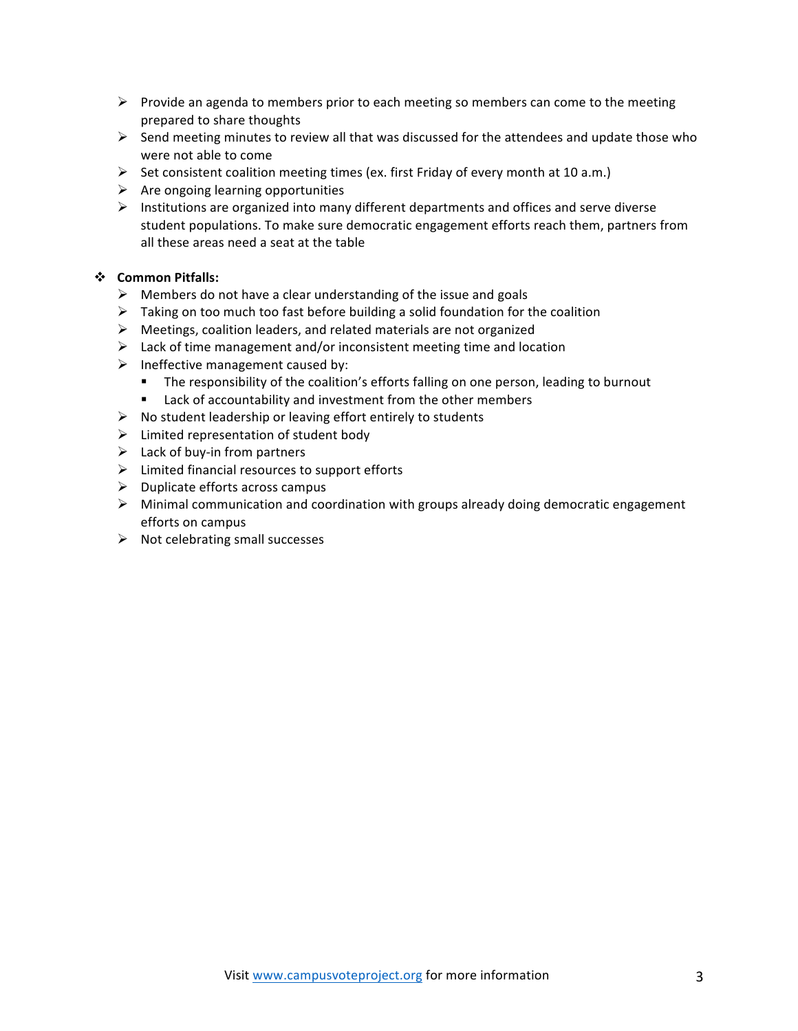- Provide an agenda to members prior to each meeting so members can come to the meeting prepared to share thoughts
- Send meeting minutes to review all that was discussed for the attendees and update those who were not able to come
- Set consistent coalition meeting times (ex. first Friday of every month at 10 a.m.)
- Are ongoing learning opportunities
- Institutions are organized into many different departments and offices and serve diverse student populations. To make sure democratic engagement efforts reach them, partners from all these areas need a seat at the table

**Common Pitfalls:**

- Members do not have a clear understanding of the issue and goals
- Taking on too much too fast before building a solid foundation for the coalition
- Meetings, coalition leaders, and related materials are not organized
- Lack of time management and/or inconsistent meeting time and location
- Ineffective management caused by:
  - The responsibility of the coalition's efforts falling on one person, leading to burnout
  - Lack of accountability and investment from the other members
- No student leadership or leaving effort entirely to students
- Limited representation of student body
- Lack of buy-in from partners
- Limited financial resources to support efforts
- Duplicate efforts across campus
- Minimal communication and coordination with groups already doing democratic engagement efforts on campus
- Not celebrating small successes

Visit www.campusvoteproject.org for more information